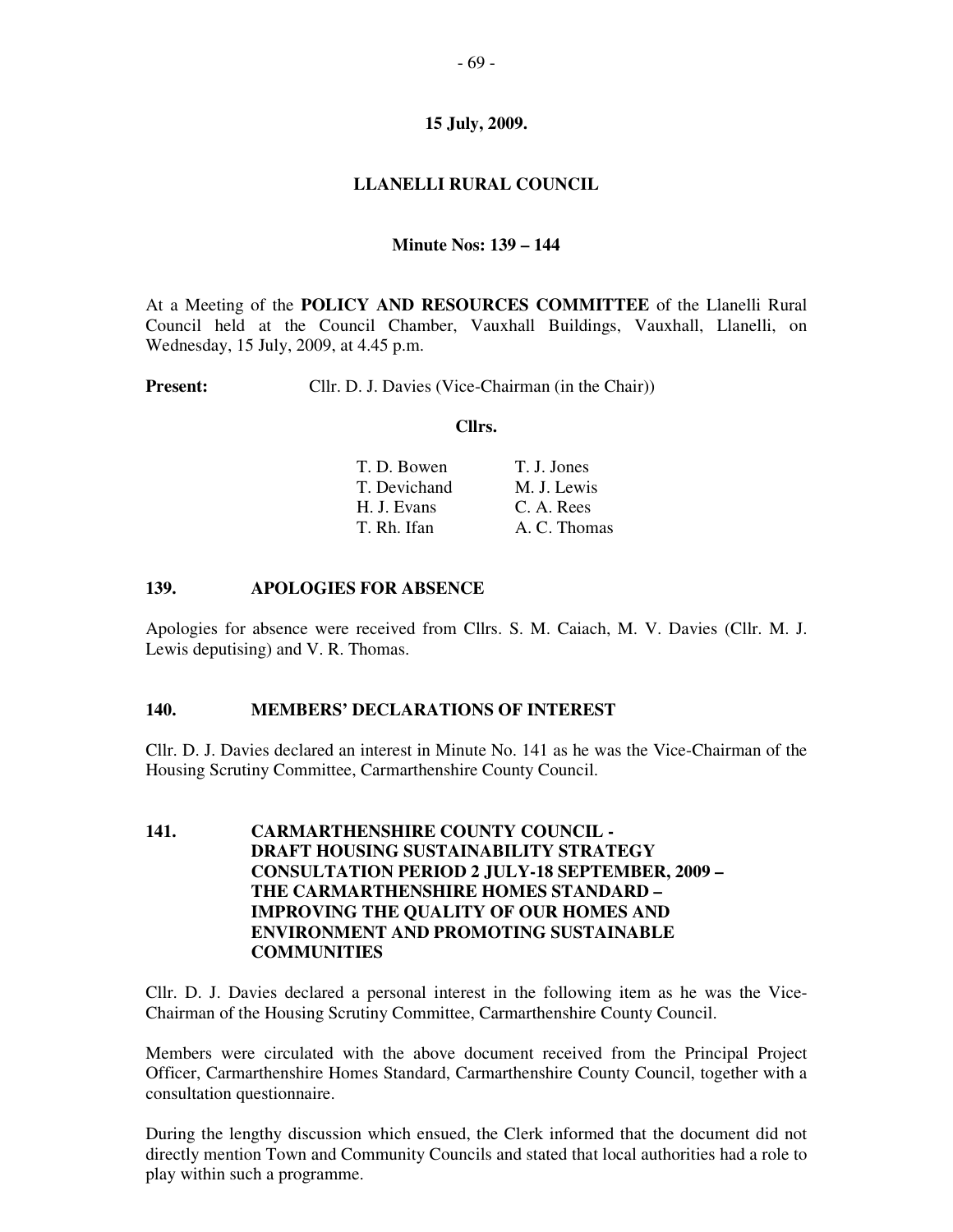**15 July, 2009.**

**LLANELLI RURAL COUNCIL**

**Minute Nos: 139 – 144**

At a Meeting of the **POLICY AND RESOURCES COMMITTEE** of the Llanelli Rural Council held at the Council Chamber, Vauxhall Buildings, Vauxhall, Llanelli, on Wednesday, 15 July, 2009, at 4.45 p.m.

**Present:** Cllr. D. J. Davies (Vice-Chairman (in the Chair))

**Cllrs.**

| | |
|---|---|
| T. D. Bowen | T. J. Jones |
| T. Devichand | M. J. Lewis |
| H. J. Evans | C. A. Rees |
| T. Rh. Ifan | A. C. Thomas |

## 139. APOLOGIES FOR ABSENCE

Apologies for absence were received from Cllrs. S. M. Caiach, M. V. Davies (Cllr. M. J. Lewis deputising) and V. R. Thomas.

## 140. MEMBERS' DECLARATIONS OF INTEREST

Cllr. D. J. Davies declared an interest in Minute No. 141 as he was the Vice-Chairman of the Housing Scrutiny Committee, Carmarthenshire County Council.

## 141. CARMARTHENSHIRE COUNTY COUNCIL - DRAFT HOUSING SUSTAINABILITY STRATEGY CONSULTATION PERIOD 2 JULY-18 SEPTEMBER, 2009 – THE CARMARTHENSHIRE HOMES STANDARD – IMPROVING THE QUALITY OF OUR HOMES AND ENVIRONMENT AND PROMOTING SUSTAINABLE COMMUNITIES

Cllr. D. J. Davies declared a personal interest in the following item as he was the Vice-Chairman of the Housing Scrutiny Committee, Carmarthenshire County Council.

Members were circulated with the above document received from the Principal Project Officer, Carmarthenshire Homes Standard, Carmarthenshire County Council, together with a consultation questionnaire.

During the lengthy discussion which ensued, the Clerk informed that the document did not directly mention Town and Community Councils and stated that local authorities had a role to play within such a programme.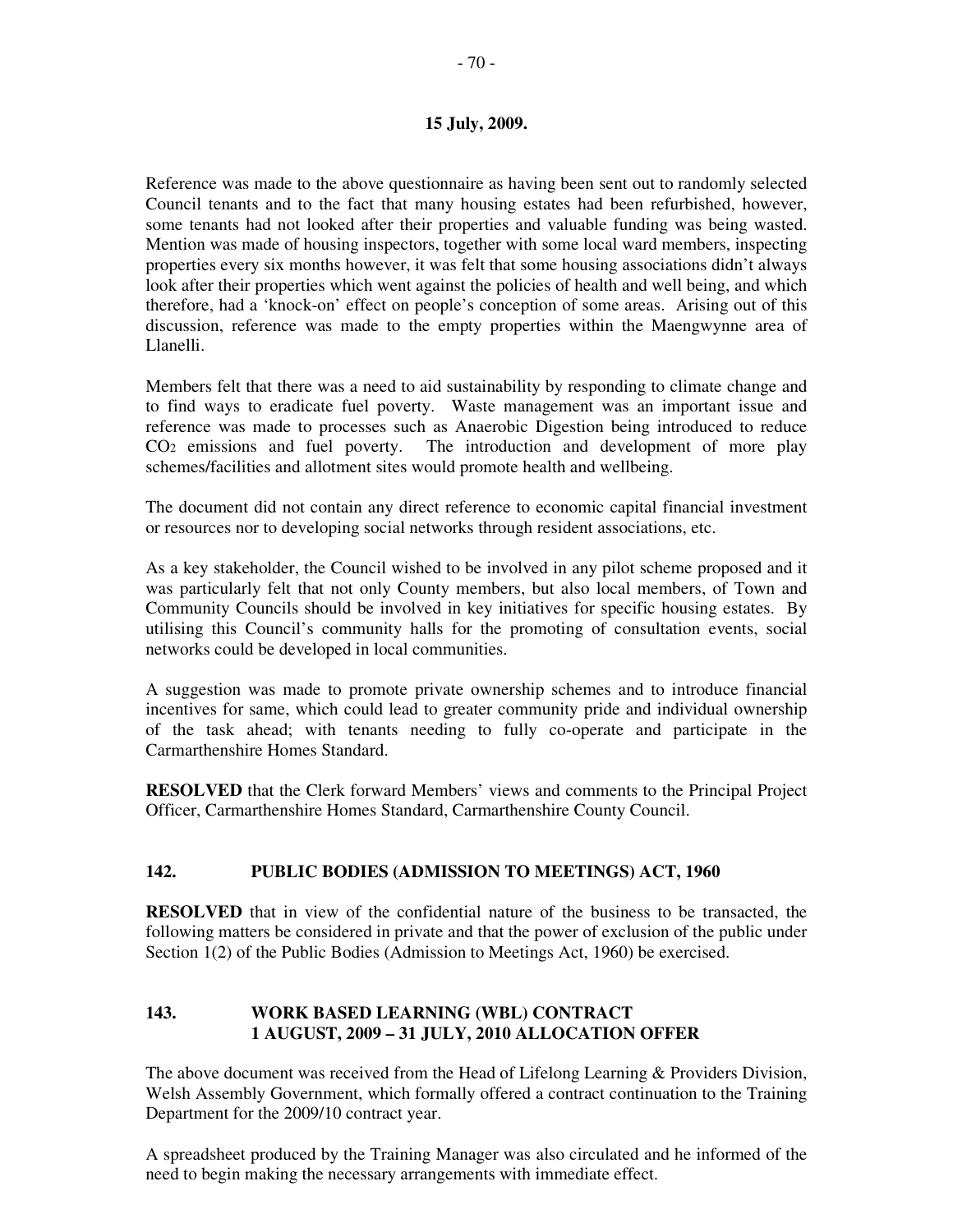**15 July, 2009.**

Reference was made to the above questionnaire as having been sent out to randomly selected Council tenants and to the fact that many housing estates had been refurbished, however, some tenants had not looked after their properties and valuable funding was being wasted. Mention was made of housing inspectors, together with some local ward members, inspecting properties every six months however, it was felt that some housing associations didn't always look after their properties which went against the policies of health and well being, and which therefore, had a 'knock-on' effect on people's conception of some areas. Arising out of this discussion, reference was made to the empty properties within the Maengwynne area of Llanelli.

Members felt that there was a need to aid sustainability by responding to climate change and to find ways to eradicate fuel poverty. Waste management was an important issue and reference was made to processes such as Anaerobic Digestion being introduced to reduce $CO_2$ emissions and fuel poverty. The introduction and development of more play schemes/facilities and allotment sites would promote health and wellbeing.

The document did not contain any direct reference to economic capital financial investment or resources nor to developing social networks through resident associations, etc.

As a key stakeholder, the Council wished to be involved in any pilot scheme proposed and it was particularly felt that not only County members, but also local members, of Town and Community Councils should be involved in key initiatives for specific housing estates. By utilising this Council's community halls for the promoting of consultation events, social networks could be developed in local communities.

A suggestion was made to promote private ownership schemes and to introduce financial incentives for same, which could lead to greater community pride and individual ownership of the task ahead; with tenants needing to fully co-operate and participate in the Carmarthenshire Homes Standard.

**RESOLVED** that the Clerk forward Members' views and comments to the Principal Project Officer, Carmarthenshire Homes Standard, Carmarthenshire County Council.

## 142. PUBLIC BODIES (ADMISSION TO MEETINGS) ACT, 1960

**RESOLVED** that in view of the confidential nature of the business to be transacted, the following matters be considered in private and that the power of exclusion of the public under Section 1(2) of the Public Bodies (Admission to Meetings Act, 1960) be exercised.

## 143. WORK BASED LEARNING (WBL) CONTRACT 1 AUGUST, 2009 – 31 JULY, 2010 ALLOCATION OFFER

The above document was received from the Head of Lifelong Learning & Providers Division, Welsh Assembly Government, which formally offered a contract continuation to the Training Department for the 2009/10 contract year.

A spreadsheet produced by the Training Manager was also circulated and he informed of the need to begin making the necessary arrangements with immediate effect.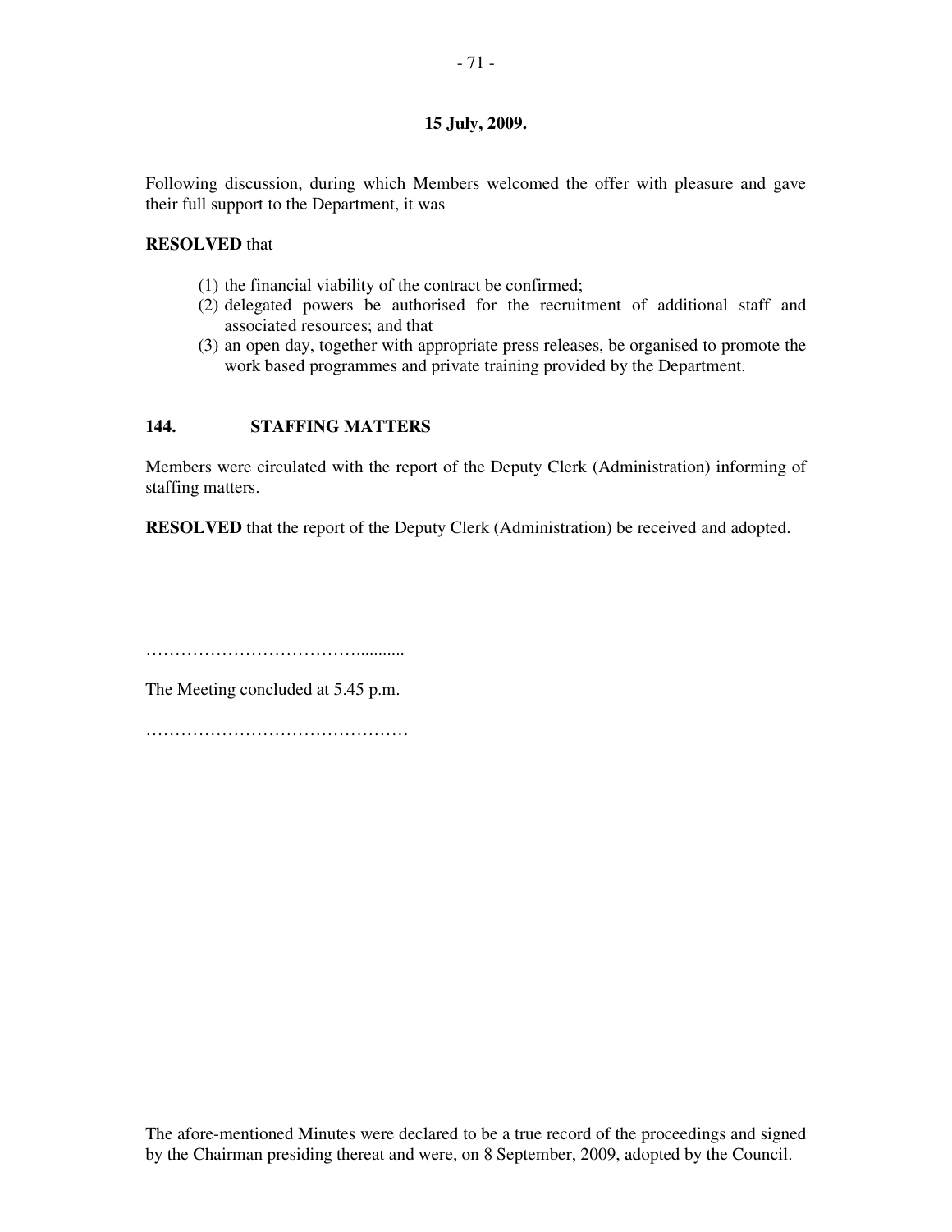Following discussion, during which Members welcomed the offer with pleasure and gave their full support to the Department, it was

**RESOLVED** that

(1) the financial viability of the contract be confirmed;
(2) delegated powers be authorised for the recruitment of additional staff and associated resources; and that
(3) an open day, together with appropriate press releases, be organised to promote the work based programmes and private training provided by the Department.

## 144. STAFFING MATTERS

Members were circulated with the report of the Deputy Clerk (Administration) informing of staffing matters.

**RESOLVED** that the report of the Deputy Clerk (Administration) be received and adopted.

…………………………………..........

The Meeting concluded at 5.45 p.m.

………………………………………

The afore-mentioned Minutes were declared to be a true record of the proceedings and signed by the Chairman presiding thereat and were, on 8 September, 2009, adopted by the Council.